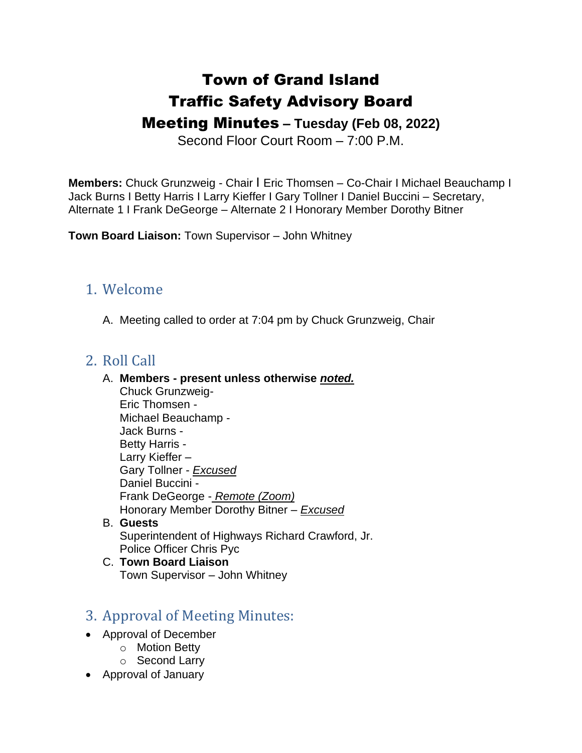# Town of Grand Island
# Traffic Safety Advisory Board
# Meeting Minutes – Tuesday (Feb 08, 2022)

Second Floor Court Room – 7:00 P.M.

**Members:** Chuck Grunzweig - Chair I Eric Thomsen – Co-Chair I Michael Beauchamp I Jack Burns I Betty Harris I Larry Kieffer I Gary Tollner I Daniel Buccini – Secretary, Alternate 1 I Frank DeGeorge – Alternate 2 I Honorary Member Dorothy Bitner

**Town Board Liaison:** Town Supervisor – John Whitney

## 1. Welcome

A. Meeting called to order at 7:04 pm by Chuck Grunzweig, Chair

## 2. Roll Call

A. **Members - present unless otherwise *noted.***
   Chuck Grunzweig-
   Eric Thomsen -
   Michael Beauchamp -
   Jack Burns -
   Betty Harris -
   Larry Kieffer –
   Gary Tollner - *Excused*
   Daniel Buccini -
   Frank DeGeorge - *Remote (Zoom)*
   Honorary Member Dorothy Bitner – *Excused*

B. **Guests**
   Superintendent of Highways Richard Crawford, Jr.
   Police Officer Chris Pyc

C. **Town Board Liaison**
   Town Supervisor – John Whitney

## 3. Approval of Meeting Minutes:

- Approval of December
    - Motion Betty
    - Second Larry
- Approval of January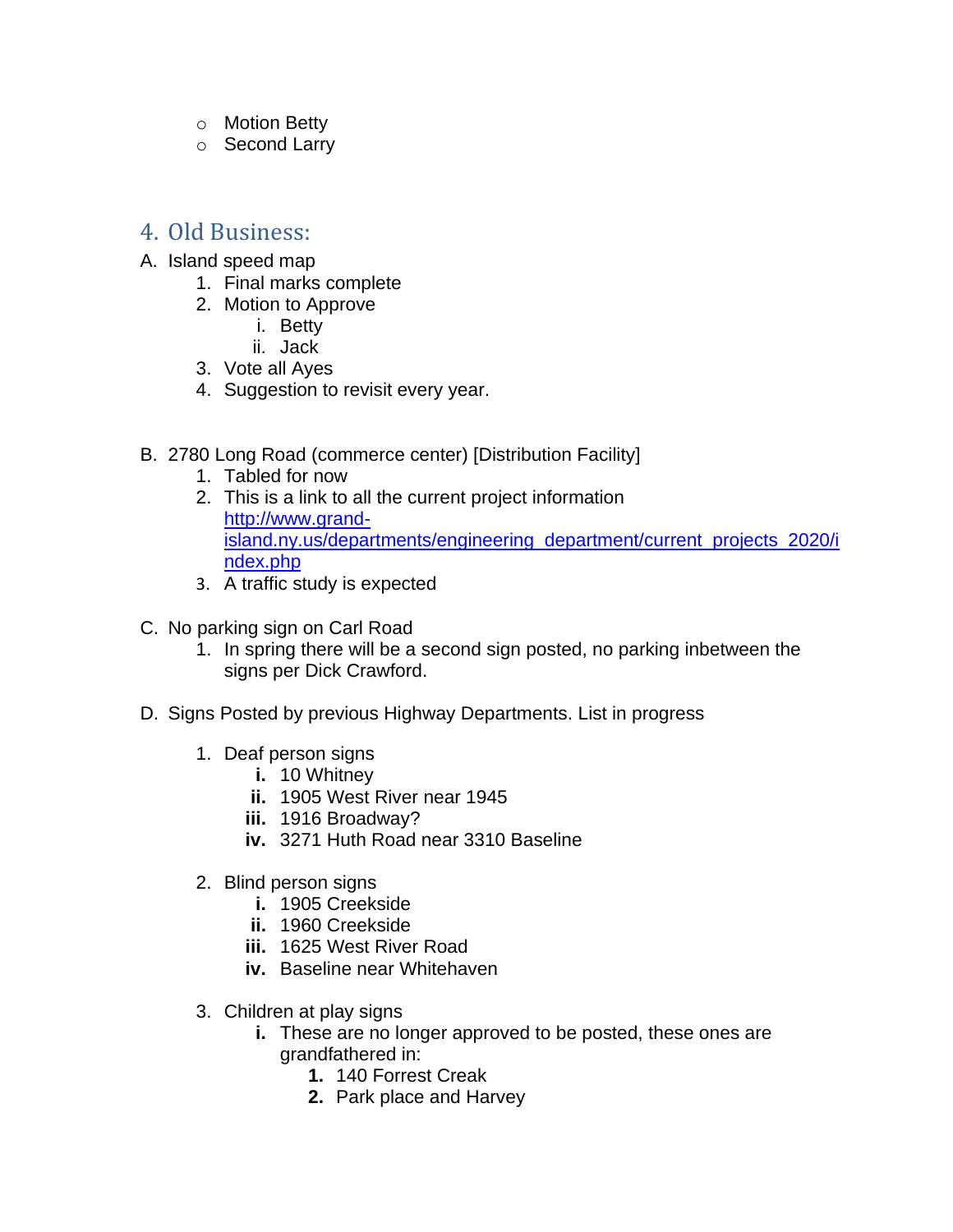- Motion Betty
- Second Larry

## 4. Old Business:

A. Island speed map
   1. Final marks complete
   2. Motion to Approve
      i. Betty
      ii. Jack
   3. Vote all Ayes
   4. Suggestion to revisit every year.

B. 2780 Long Road (commerce center) [Distribution Facility]
   1. Tabled for now
   2. This is a link to all the current project information [http://www.grand-island.ny.us/departments/engineering_department/current_projects_2020/index.php](http://www.grand-island.ny.us/departments/engineering_department/current_projects_2020/index.php)
   3. A traffic study is expected

C. No parking sign on Carl Road
   1. In spring there will be a second sign posted, no parking inbetween the signs per Dick Crawford.

D. Signs Posted by previous Highway Departments. List in progress
   1. Deaf person signs
      **i.** 10 Whitney
      **ii.** 1905 West River near 1945
      **iii.** 1916 Broadway?
      **iv.** 3271 Huth Road near 3310 Baseline
   2. Blind person signs
      **i.** 1905 Creekside
      **ii.** 1960 Creekside
      **iii.** 1625 West River Road
      **iv.** Baseline near Whitehaven
   3. Children at play signs
      **i.** These are no longer approved to be posted, these ones are grandfathered in:
         **1.** 140 Forrest Creak
         **2.** Park place and Harvey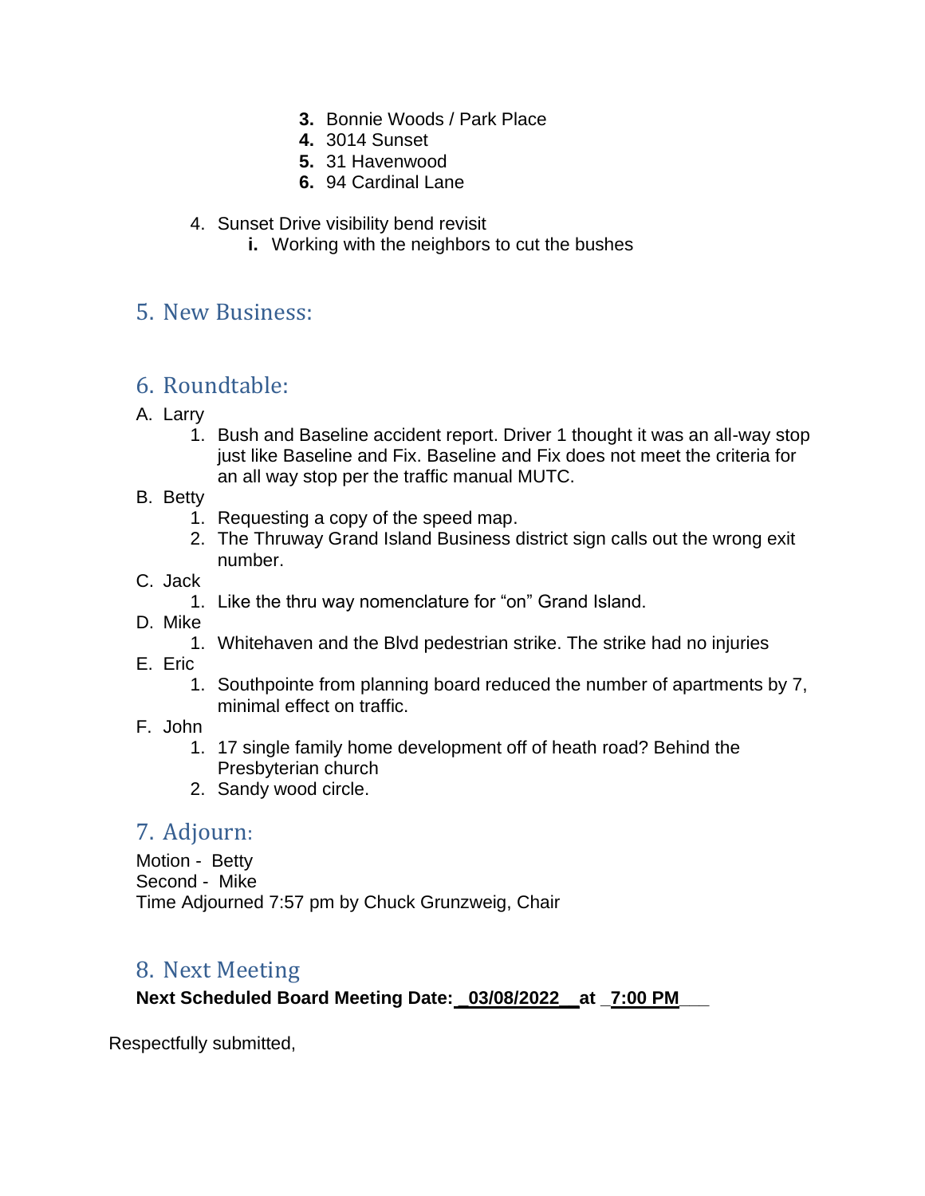3. Bonnie Woods / Park Place
4. 3014 Sunset
5. 31 Havenwood
6. 94 Cardinal Lane

4. Sunset Drive visibility bend revisit
   i. Working with the neighbors to cut the bushes

## 5. New Business:

## 6. Roundtable:

A. Larry
   1. Bush and Baseline accident report. Driver 1 thought it was an all-way stop just like Baseline and Fix. Baseline and Fix does not meet the criteria for an all way stop per the traffic manual MUTC.

B. Betty
   1. Requesting a copy of the speed map.
   2. The Thruway Grand Island Business district sign calls out the wrong exit number.

C. Jack
   1. Like the thru way nomenclature for "on" Grand Island.

D. Mike
   1. Whitehaven and the Blvd pedestrian strike. The strike had no injuries

E. Eric
   1. Southpointe from planning board reduced the number of apartments by 7, minimal effect on traffic.

F. John
   1. 17 single family home development off of heath road? Behind the Presbyterian church
   2. Sandy wood circle.

## 7. Adjourn:

Motion - Betty
Second - Mike
Time Adjourned 7:57 pm by Chuck Grunzweig, Chair

## 8. Next Meeting

**Next Scheduled Board Meeting Date: _03/08/2022__ at _7:00 PM___**

Respectfully submitted,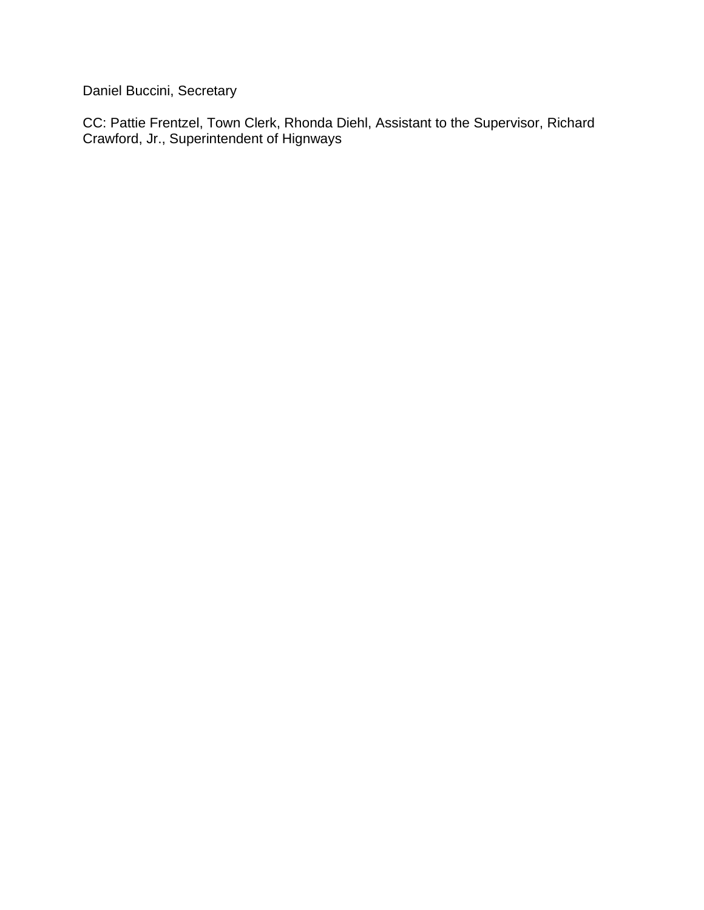Daniel Buccini, Secretary

CC: Pattie Frentzel, Town Clerk, Rhonda Diehl, Assistant to the Supervisor, Richard Crawford, Jr., Superintendent of Hignways